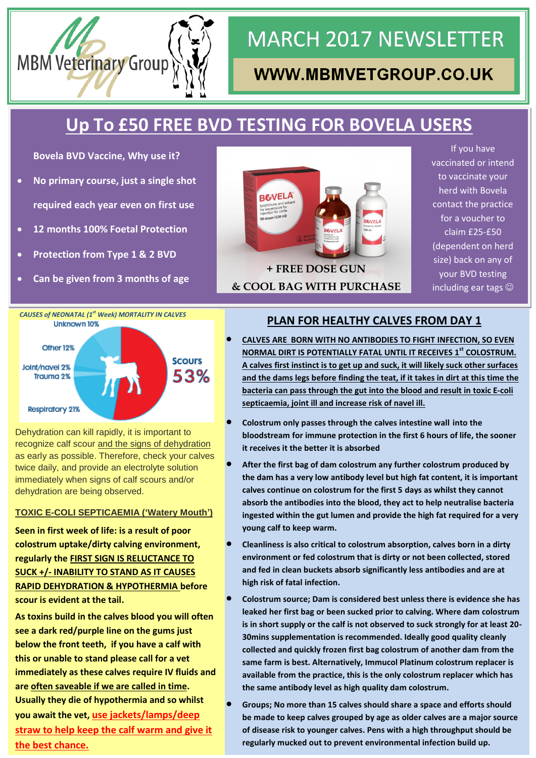MBM Veterinary Group

# MARCH 2017 NEWSLETTER

**WWW.MBMVETGROUP.CO.UK**

## Up To £50 FREE BVD TESTING FOR BOVELA USERS

**Bovela BVD Vaccine, Why use it?**

- **No primary course, just a single shot required each year even on first use**
- **12 months 100% Foetal Protection**
- **Protection from Type 1 & 2 BVD**
- **Can be given from 3 months of age**

**+ FREE DOSE GUN & COOL BAG WITH PURCHASE**

If you have vaccinated or intend to vaccinate your herd with Bovela contact the practice for a voucher to claim £25-£50 (dependent on herd size) back on any of your BVD testing including ear tags ☺

***CAUSES of NEONATAL (1st Week) MORTALITY IN CALVES***

| Cause | % |
|---|---|
| Scours | 53% |
| Respiratory | 21% |
| Other | 12% |
| Unknown | 10% |
| Joint/navel | 2% |
| Trauma | 2% |

Dehydration can kill rapidly, it is important to recognize calf scour and the signs of dehydration as early as possible. Therefore, check your calves twice daily, and provide an electrolyte solution immediately when signs of calf scours and/or dehydration are being observed.

### TOXIC E-COLI SEPTICAEMIA ('Watery Mouth')

**Seen in first week of life: is a result of poor colostrum uptake/dirty calving environment, regularly the FIRST SIGN IS RELUCTANCE TO SUCK +/- INABILITY TO STAND AS IT CAUSES RAPID DEHYDRATION & HYPOTHERMIA before scour is evident at the tail.**

**As toxins build in the calves blood you will often see a dark red/purple line on the gums just below the front teeth, if you have a calf with this or unable to stand please call for a vet immediately as these calves require IV fluids and are often saveable if we are called in time. Usually they die of hypothermia and so whilst you await the vet, use jackets/lamps/deep straw to help keep the calf warm and give it the best chance.**

## PLAN FOR HEALTHY CALVES FROM DAY 1

- **CALVES ARE BORN WITH NO ANTIBODIES TO FIGHT INFECTION, SO EVEN NORMAL DIRT IS POTENTIALLY FATAL UNTIL IT RECEIVES 1st COLOSTRUM. A calves first instinct is to get up and suck, it will likely suck other surfaces and the dams legs before finding the teat, if it takes in dirt at this time the bacteria can pass through the gut into the blood and result in toxic E-coli septicaemia, joint ill and increase risk of navel ill.**
- **Colostrum only passes through the calves intestine wall into the bloodstream for immune protection in the first 6 hours of life, the sooner it receives it the better it is absorbed**
- **After the first bag of dam colostrum any further colostrum produced by the dam has a very low antibody level but high fat content, it is important calves continue on colostrum for the first 5 days as whilst they cannot absorb the antibodies into the blood, they act to help neutralise bacteria ingested within the gut lumen and provide the high fat required for a very young calf to keep warm.**
- **Cleanliness is also critical to colostrum absorption, calves born in a dirty environment or fed colostrum that is dirty or not been collected, stored and fed in clean buckets absorb significantly less antibodies and are at high risk of fatal infection.**
- **Colostrum source; Dam is considered best unless there is evidence she has leaked her first bag or been sucked prior to calving. Where dam colostrum is in short supply or the calf is not observed to suck strongly for at least 20-30mins supplementation is recommended. Ideally good quality cleanly collected and quickly frozen first bag colostrum of another dam from the same farm is best. Alternatively, Immucol Platinum colostrum replacer is available from the practice, this is the only colostrum replacer which has the same antibody level as high quality dam colostrum.**
- **Groups; No more than 15 calves should share a space and efforts should be made to keep calves grouped by age as older calves are a major source of disease risk to younger calves. Pens with a high throughput should be regularly mucked out to prevent environmental infection build up.**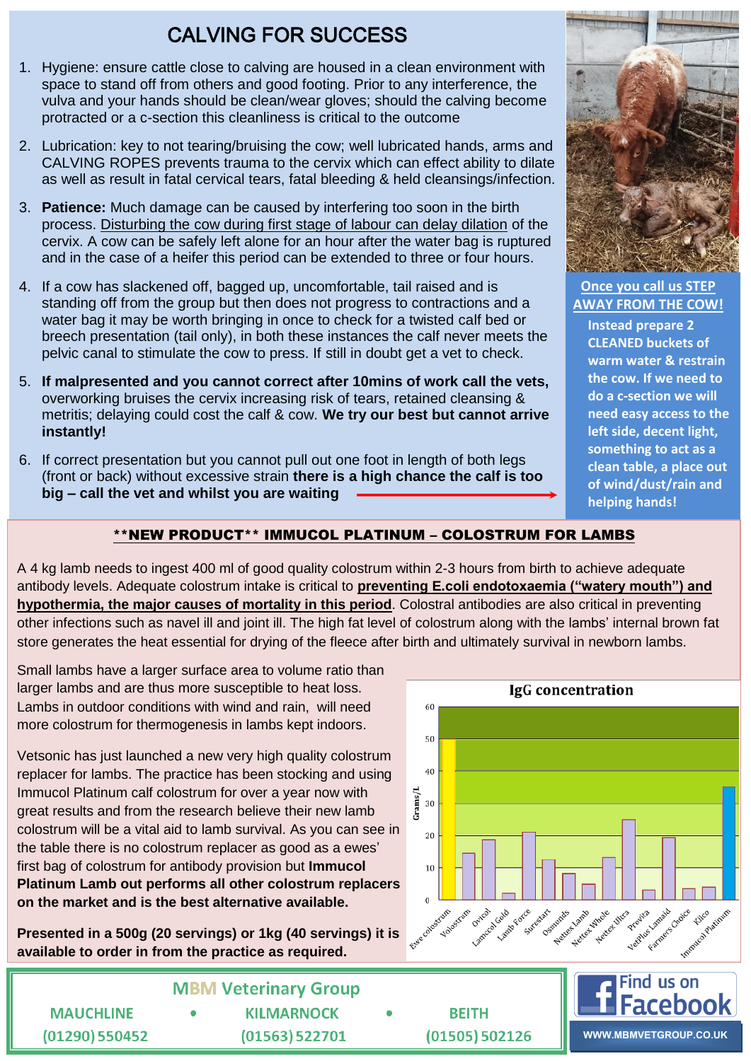# CALVING FOR SUCCESS

1. Hygiene: ensure cattle close to calving are housed in a clean environment with space to stand off from others and good footing. Prior to any interference, the vulva and your hands should be clean/wear gloves; should the calving become protracted or a c-section this cleanliness is critical to the outcome
2. Lubrication: key to not tearing/bruising the cow; well lubricated hands, arms and CALVING ROPES prevents trauma to the cervix which can effect ability to dilate as well as result in fatal cervical tears, fatal bleeding & held cleansings/infection.
3. **Patience:** Much damage can be caused by interfering too soon in the birth process. Disturbing the cow during first stage of labour can delay dilation of the cervix. A cow can be safely left alone for an hour after the water bag is ruptured and in the case of a heifer this period can be extended to three or four hours.
4. If a cow has slackened off, bagged up, uncomfortable, tail raised and is standing off from the group but then does not progress to contractions and a water bag it may be worth bringing in once to check for a twisted calf bed or breech presentation (tail only), in both these instances the calf never meets the pelvic canal to stimulate the cow to press. If still in doubt get a vet to check.
5. **If malpresented and you cannot correct after 10mins of work call the vets,** overworking bruises the cervix increasing risk of tears, retained cleansing & metritis; delaying could cost the calf & cow. **We try our best but cannot arrive instantly!**
6. If correct presentation but you cannot pull out one foot in length of both legs (front or back) without excessive strain **there is a high chance the calf is too big – call the vet and whilst you are waiting**

**Once you call us STEP AWAY FROM THE COW!**

**Instead prepare 2 CLEANED buckets of warm water & restrain the cow. If we need to do a c-section we will need easy access to the left side, decent light, something to act as a clean table, a place out of wind/dust/rain and helping hands!**

## **NEW PRODUCT** IMMUCOL PLATINUM – COLOSTRUM FOR LAMBS

A 4 kg lamb needs to ingest 400 ml of good quality colostrum within 2-3 hours from birth to achieve adequate antibody levels. Adequate colostrum intake is critical to **preventing E.coli endotoxaemia ("watery mouth") and hypothermia, the major causes of mortality in this period**. Colostral antibodies are also critical in preventing other infections such as navel ill and joint ill. The high fat level of colostrum along with the lambs' internal brown fat store generates the heat essential for drying of the fleece after birth and ultimately survival in newborn lambs.

Small lambs have a larger surface area to volume ratio than larger lambs and are thus more susceptible to heat loss. Lambs in outdoor conditions with wind and rain, will need more colostrum for thermogenesis in lambs kept indoors.

Vetsonic has just launched a new very high quality colostrum replacer for lambs. The practice has been stocking and using Immucol Platinum calf colostrum for over a year now with great results and from the research believe their new lamb colostrum will be a vital aid to lamb survival. As you can see in the table there is no colostrum replacer as good as a ewes' first bag of colostrum for antibody provision but **Immucol Platinum Lamb out performs all other colostrum replacers on the market and is the best alternative available.**

IgG concentration

Grams/L

0 10 20 30 40 50 60

Ewe colostrum, Volostrum, Ovicol, Lamcol Gold, Lamb Force, Surestart, Osmonds, Nettex Lamb, Nettex Whole, Nettex Ultra, Provita, VetPlus Lamaid, Farmers Choice, Kilco, Immucol Platinum

**Presented in a 500g (20 servings) or 1kg (40 servings) it is available to order in from the practice as required.**

MBM Veterinary Group

MAUCHLINE (01290) 550452 • KILMARNOCK (01563) 522701 • BEITH (01505) 502126

Find us on Facebook

WWW.MBMVETGROUP.CO.UK